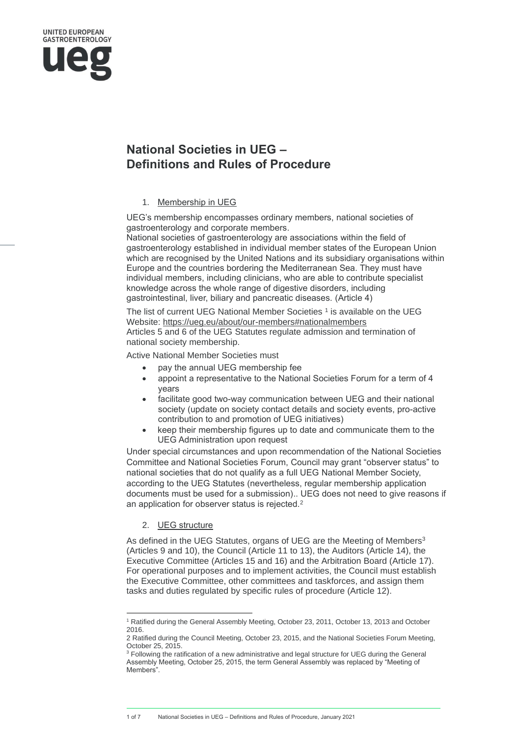UNITED EUROPEAN GASTROENTEROLOGY

ueg

# National Societies in UEG – Definitions and Rules of Procedure

## 1. Membership in UEG

UEG's membership encompasses ordinary members, national societies of gastroenterology and corporate members.
National societies of gastroenterology are associations within the field of gastroenterology established in individual member states of the European Union which are recognised by the United Nations and its subsidiary organisations within Europe and the countries bordering the Mediterranean Sea. They must have individual members, including clinicians, who are able to contribute specialist knowledge across the whole range of digestive disorders, including gastrointestinal, liver, biliary and pancreatic diseases. (Article 4)

The list of current UEG National Member Societies [1] is available on the UEG Website: https://ueg.eu/about/our-members#nationalmembers
Articles 5 and 6 of the UEG Statutes regulate admission and termination of national society membership.

Active National Member Societies must

- pay the annual UEG membership fee
- appoint a representative to the National Societies Forum for a term of 4 years
- facilitate good two-way communication between UEG and their national society (update on society contact details and society events, pro-active contribution to and promotion of UEG initiatives)
- keep their membership figures up to date and communicate them to the UEG Administration upon request

Under special circumstances and upon recommendation of the National Societies Committee and National Societies Forum, Council may grant "observer status" to national societies that do not qualify as a full UEG National Member Society, according to the UEG Statutes (nevertheless, regular membership application documents must be used for a submission).. UEG does not need to give reasons if an application for observer status is rejected.[2]

## 2. UEG structure

As defined in the UEG Statutes, organs of UEG are the Meeting of Members[3] (Articles 9 and 10), the Council (Article 11 to 13), the Auditors (Article 14), the Executive Committee (Articles 15 and 16) and the Arbitration Board (Article 17). For operational purposes and to implement activities, the Council must establish the Executive Committee, other committees and taskforces, and assign them tasks and duties regulated by specific rules of procedure (Article 12).

---

[1] Ratified during the General Assembly Meeting, October 23, 2011, October 13, 2013 and October 2016.

[2] Ratified during the Council Meeting, October 23, 2015, and the National Societies Forum Meeting, October 25, 2015.

[3] Following the ratification of a new administrative and legal structure for UEG during the General Assembly Meeting, October 25, 2015, the term General Assembly was replaced by "Meeting of Members".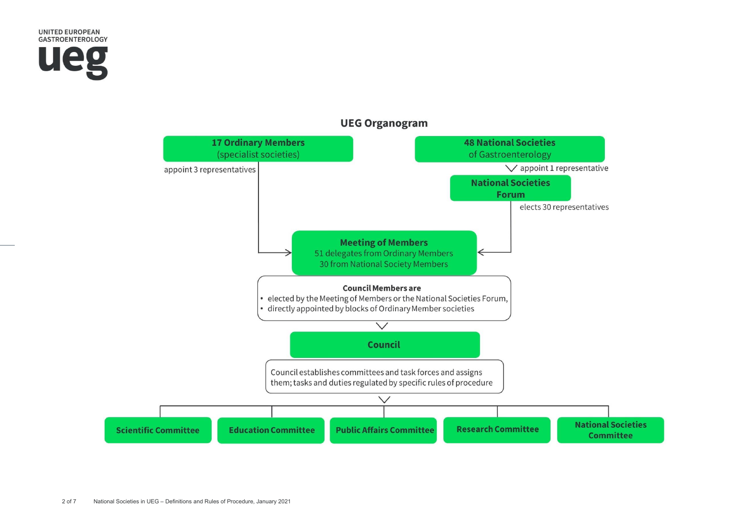## UEG Organogram

**17 Ordinary Members**
(specialist societies)

appoint 3 representatives

**48 National Societies**
of Gastroenterology

appoint 1 representative

**National Societies Forum**

elects 30 representatives

**Meeting of Members**
51 delegates from Ordinary Members
30 from National Society Members

**Council Members are**

- elected by the Meeting of Members or the National Societies Forum,
- directly appointed by blocks of Ordinary Member societies

**Council**

Council establishes committees and task forces and assigns them; tasks and duties regulated by specific rules of procedure

- **Scientific Committee**
- **Education Committee**
- **Public Affairs Committee**
- **Research Committee**
- **National Societies Committee**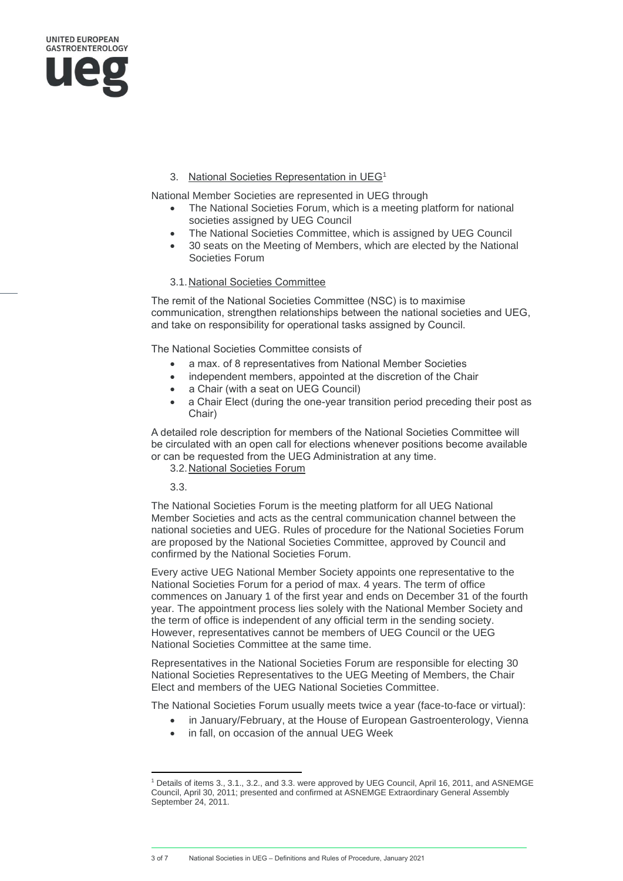## 3. National Societies Representation in UEG[1]

National Member Societies are represented in UEG through

- The National Societies Forum, which is a meeting platform for national societies assigned by UEG Council
- The National Societies Committee, which is assigned by UEG Council
- 30 seats on the Meeting of Members, which are elected by the National Societies Forum

### 3.1. National Societies Committee

The remit of the National Societies Committee (NSC) is to maximise communication, strengthen relationships between the national societies and UEG, and take on responsibility for operational tasks assigned by Council.

The National Societies Committee consists of

- a max. of 8 representatives from National Member Societies
- independent members, appointed at the discretion of the Chair
- a Chair (with a seat on UEG Council)
- a Chair Elect (during the one-year transition period preceding their post as Chair)

A detailed role description for members of the National Societies Committee will be circulated with an open call for elections whenever positions become available or can be requested from the UEG Administration at any time.

### 3.2. National Societies Forum

3.3.

The National Societies Forum is the meeting platform for all UEG National Member Societies and acts as the central communication channel between the national societies and UEG. Rules of procedure for the National Societies Forum are proposed by the National Societies Committee, approved by Council and confirmed by the National Societies Forum.

Every active UEG National Member Society appoints one representative to the National Societies Forum for a period of max. 4 years. The term of office commences on January 1 of the first year and ends on December 31 of the fourth year. The appointment process lies solely with the National Member Society and the term of office is independent of any official term in the sending society. However, representatives cannot be members of UEG Council or the UEG National Societies Committee at the same time.

Representatives in the National Societies Forum are responsible for electing 30 National Societies Representatives to the UEG Meeting of Members, the Chair Elect and members of the UEG National Societies Committee.

The National Societies Forum usually meets twice a year (face-to-face or virtual):

- in January/February, at the House of European Gastroenterology, Vienna
- in fall, on occasion of the annual UEG Week

---

[1] Details of items 3., 3.1., 3.2., and 3.3. were approved by UEG Council, April 16, 2011, and ASNEMGE Council, April 30, 2011; presented and confirmed at ASNEMGE Extraordinary General Assembly September 24, 2011.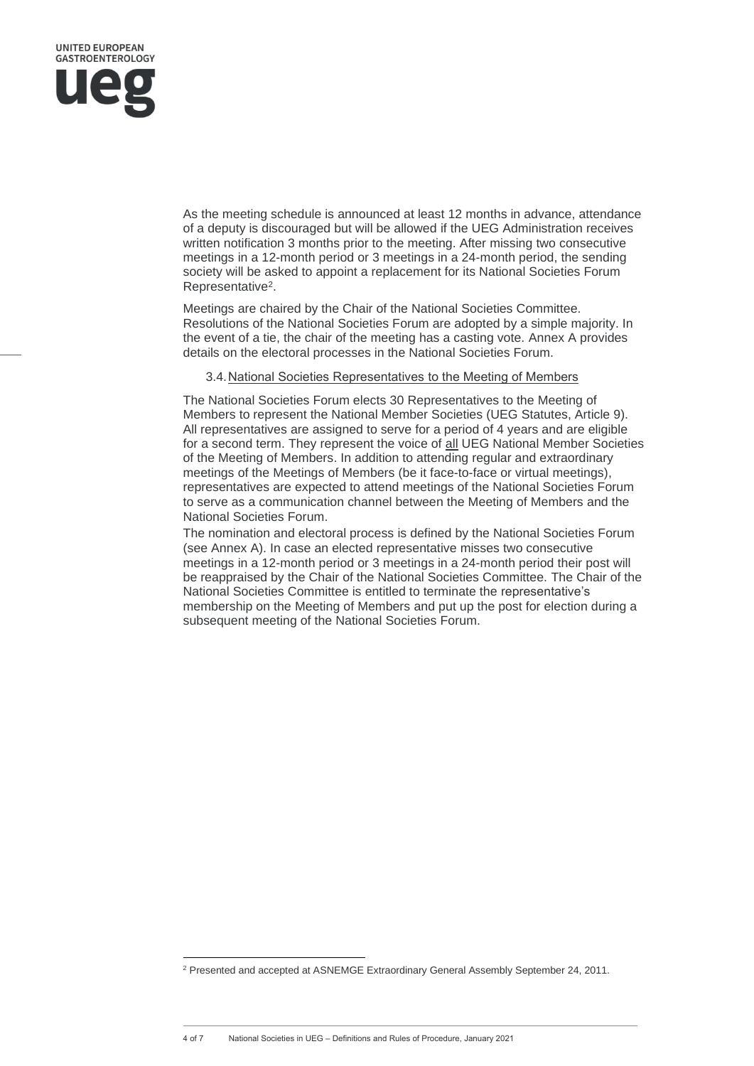As the meeting schedule is announced at least 12 months in advance, attendance of a deputy is discouraged but will be allowed if the UEG Administration receives written notification 3 months prior to the meeting. After missing two consecutive meetings in a 12-month period or 3 meetings in a 24-month period, the sending society will be asked to appoint a replacement for its National Societies Forum Representative[2].

Meetings are chaired by the Chair of the National Societies Committee. Resolutions of the National Societies Forum are adopted by a simple majority. In the event of a tie, the chair of the meeting has a casting vote. Annex A provides details on the electoral processes in the National Societies Forum.

### 3.4. National Societies Representatives to the Meeting of Members

The National Societies Forum elects 30 Representatives to the Meeting of Members to represent the National Member Societies (UEG Statutes, Article 9). All representatives are assigned to serve for a period of 4 years and are eligible for a second term. They represent the voice of all UEG National Member Societies of the Meeting of Members. In addition to attending regular and extraordinary meetings of the Meetings of Members (be it face-to-face or virtual meetings), representatives are expected to attend meetings of the National Societies Forum to serve as a communication channel between the Meeting of Members and the National Societies Forum.

The nomination and electoral process is defined by the National Societies Forum (see Annex A). In case an elected representative misses two consecutive meetings in a 12-month period or 3 meetings in a 24-month period their post will be reappraised by the Chair of the National Societies Committee. The Chair of the National Societies Committee is entitled to terminate the representative's membership on the Meeting of Members and put up the post for election during a subsequent meeting of the National Societies Forum.

[2] Presented and accepted at ASNEMGE Extraordinary General Assembly September 24, 2011.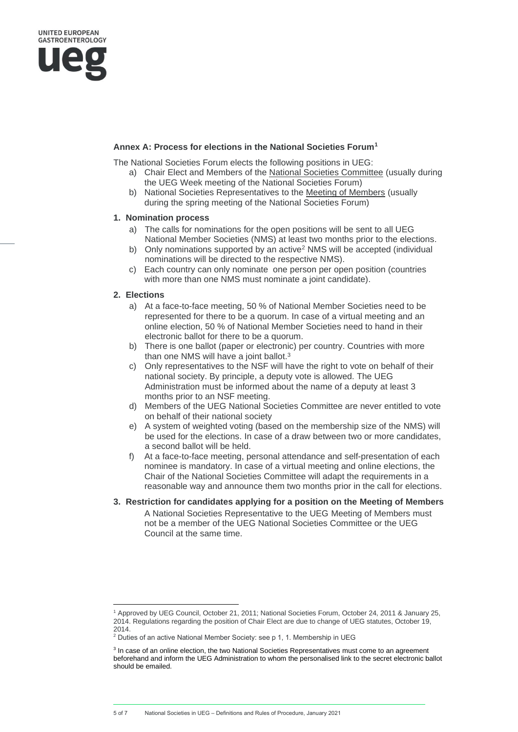### Annex A: Process for elections in the National Societies Forum[1]

The National Societies Forum elects the following positions in UEG:

a) Chair Elect and Members of the National Societies Committee (usually during the UEG Week meeting of the National Societies Forum)
b) National Societies Representatives to the Meeting of Members (usually during the spring meeting of the National Societies Forum)

#### 1. Nomination process

a) The calls for nominations for the open positions will be sent to all UEG National Member Societies (NMS) at least two months prior to the elections.
b) Only nominations supported by an active[2] NMS will be accepted (individual nominations will be directed to the respective NMS).
c) Each country can only nominate one person per open position (countries with more than one NMS must nominate a joint candidate).

#### 2. Elections

a) At a face-to-face meeting, 50 % of National Member Societies need to be represented for there to be a quorum. In case of a virtual meeting and an online election, 50 % of National Member Societies need to hand in their electronic ballot for there to be a quorum.
b) There is one ballot (paper or electronic) per country. Countries with more than one NMS will have a joint ballot.[3]
c) Only representatives to the NSF will have the right to vote on behalf of their national society. By principle, a deputy vote is allowed. The UEG Administration must be informed about the name of a deputy at least 3 months prior to an NSF meeting.
d) Members of the UEG National Societies Committee are never entitled to vote on behalf of their national society
e) A system of weighted voting (based on the membership size of the NMS) will be used for the elections. In case of a draw between two or more candidates, a second ballot will be held.
f) At a face-to-face meeting, personal attendance and self-presentation of each nominee is mandatory. In case of a virtual meeting and online elections, the Chair of the National Societies Committee will adapt the requirements in a reasonable way and announce them two months prior in the call for elections.

#### 3. Restriction for candidates applying for a position on the Meeting of Members

A National Societies Representative to the UEG Meeting of Members must not be a member of the UEG National Societies Committee or the UEG Council at the same time.

---

[1] Approved by UEG Council, October 21, 2011; National Societies Forum, October 24, 2011 & January 25, 2014. Regulations regarding the position of Chair Elect are due to change of UEG statutes, October 19, 2014.

[2] Duties of an active National Member Society: see p 1, 1. Membership in UEG

[3] In case of an online election, the two National Societies Representatives must come to an agreement beforehand and inform the UEG Administration to whom the personalised link to the secret electronic ballot should be emailed.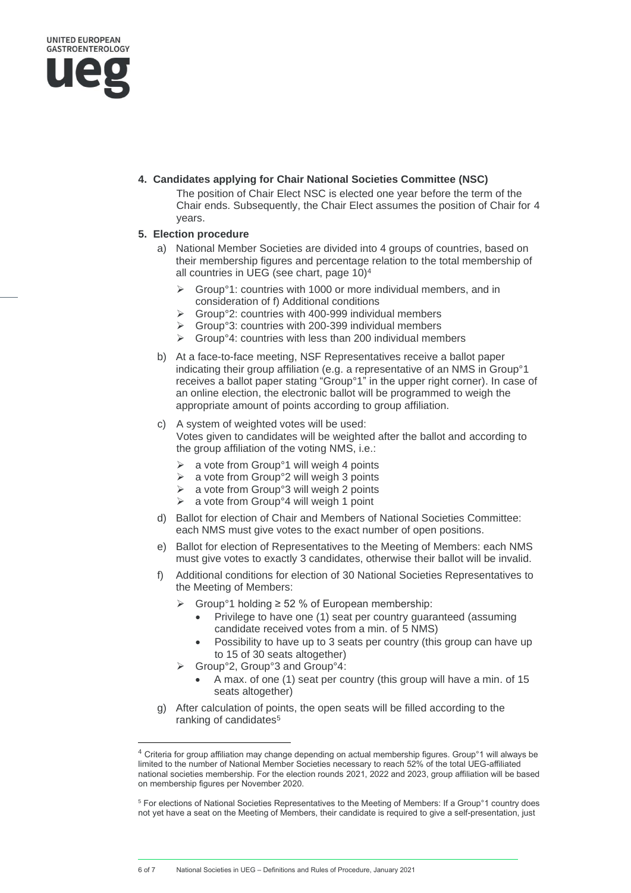### 4. Candidates applying for Chair National Societies Committee (NSC)

The position of Chair Elect NSC is elected one year before the term of the Chair ends. Subsequently, the Chair Elect assumes the position of Chair for 4 years.

### 5. Election procedure

a) National Member Societies are divided into 4 groups of countries, based on their membership figures and percentage relation to the total membership of all countries in UEG (see chart, page 10)[4]

- Group°1: countries with 1000 or more individual members, and in consideration of f) Additional conditions
- Group°2: countries with 400-999 individual members
- Group°3: countries with 200-399 individual members
- Group°4: countries with less than 200 individual members

b) At a face-to-face meeting, NSF Representatives receive a ballot paper indicating their group affiliation (e.g. a representative of an NMS in Group°1 receives a ballot paper stating "Group°1" in the upper right corner). In case of an online election, the electronic ballot will be programmed to weigh the appropriate amount of points according to group affiliation.

c) A system of weighted votes will be used:
Votes given to candidates will be weighted after the ballot and according to the group affiliation of the voting NMS, i.e.:

- a vote from Group°1 will weigh 4 points
- a vote from Group°2 will weigh 3 points
- a vote from Group°3 will weigh 2 points
- a vote from Group°4 will weigh 1 point

d) Ballot for election of Chair and Members of National Societies Committee: each NMS must give votes to the exact number of open positions.

e) Ballot for election of Representatives to the Meeting of Members: each NMS must give votes to exactly 3 candidates, otherwise their ballot will be invalid.

f) Additional conditions for election of 30 National Societies Representatives to the Meeting of Members:

- Group°1 holding ≥ 52 % of European membership:
  - Privilege to have one (1) seat per country guaranteed (assuming candidate received votes from a min. of 5 NMS)
  - Possibility to have up to 3 seats per country (this group can have up to 15 of 30 seats altogether)
- Group°2, Group°3 and Group°4:
  - A max. of one (1) seat per country (this group will have a min. of 15 seats altogether)

g) After calculation of points, the open seats will be filled according to the ranking of candidates[5]

---

[4] Criteria for group affiliation may change depending on actual membership figures. Group°1 will always be limited to the number of National Member Societies necessary to reach 52% of the total UEG-affiliated national societies membership. For the election rounds 2021, 2022 and 2023, group affiliation will be based on membership figures per November 2020.

[5] For elections of National Societies Representatives to the Meeting of Members: If a Group°1 country does not yet have a seat on the Meeting of Members, their candidate is required to give a self-presentation, just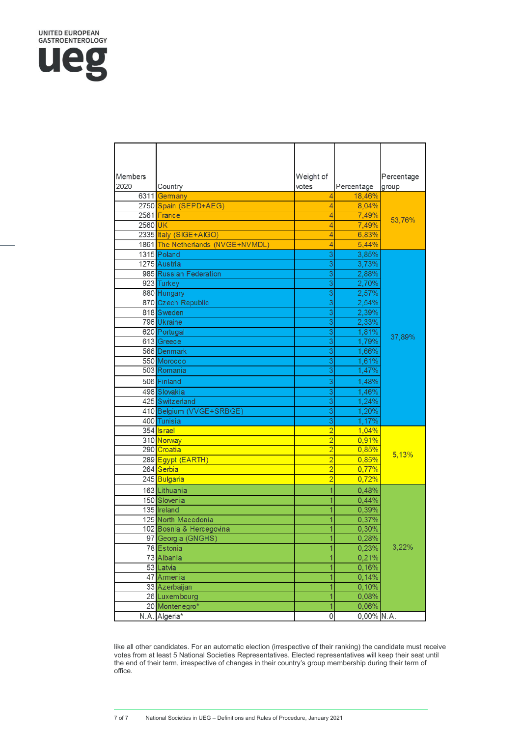| Members 2020 | Country | Weight of votes | Percentage | Percentage group |
|---|---|---|---|---|
| 6311 | Germany | 4 | 18,46% | 53,76% |
| 2750 | Spain (SEPD+AEG) | 4 | 8,04% | |
| 2561 | France | 4 | 7,49% | |
| 2560 | UK | 4 | 7,49% | |
| 2335 | Italy (SIGE+AIGO) | 4 | 6,83% | |
| 1861 | The Netherlands (NVGE+NVMDL) | 4 | 5,44% | |
| 1315 | Poland | 3 | 3,85% | 37,89% |
| 1275 | Austria | 3 | 3,73% | |
| 985 | Russian Federation | 3 | 2,88% | |
| 923 | Turkey | 3 | 2,70% | |
| 880 | Hungary | 3 | 2,57% | |
| 870 | Czech Republic | 3 | 2,54% | |
| 818 | Sweden | 3 | 2,39% | |
| 796 | Ukraine | 3 | 2,33% | |
| 620 | Portugal | 3 | 1,81% | |
| 613 | Greece | 3 | 1,79% | |
| 566 | Denmark | 3 | 1,66% | |
| 550 | Morocco | 3 | 1,61% | |
| 503 | Romania | 3 | 1,47% | |
| 506 | Finland | 3 | 1,48% | |
| 498 | Slovakia | 3 | 1,46% | |
| 425 | Switzerland | 3 | 1,24% | |
| 410 | Belgium (VVGE+SRBGE) | 3 | 1,20% | |
| 400 | Tunisia | 3 | 1,17% | |
| 354 | Israel | 2 | 1,04% | 5,13% |
| 310 | Norway | 2 | 0,91% | |
| 290 | Croatia | 2 | 0,85% | |
| 289 | Egypt (EARTH) | 2 | 0,85% | |
| 264 | Serbia | 2 | 0,77% | |
| 245 | Bulgaria | 2 | 0,72% | |
| 163 | Lithuania | 1 | 0,48% | 3,22% |
| 150 | Slovenia | 1 | 0,44% | |
| 135 | Ireland | 1 | 0,39% | |
| 125 | North Macedonia | 1 | 0,37% | |
| 102 | Bosnia & Hercegovina | 1 | 0,30% | |
| 97 | Georgia (GNGHS) | 1 | 0,28% | |
| 78 | Estonia | 1 | 0,23% | |
| 73 | Albania | 1 | 0,21% | |
| 53 | Latvia | 1 | 0,16% | |
| 47 | Armenia | 1 | 0,14% | |
| 33 | Azerbaijan | 1 | 0,10% | |
| 26 | Luxembourg | 1 | 0,08% | |
| 20 | Montenegro* | 1 | 0,06% | |
| N.A. | Algeria* | 0 | 0,00% | N.A. |

like all other candidates. For an automatic election (irrespective of their ranking) the candidate must receive votes from at least 5 National Societies Representatives. Elected representatives will keep their seat until the end of their term, irrespective of changes in their country's group membership during their term of office.